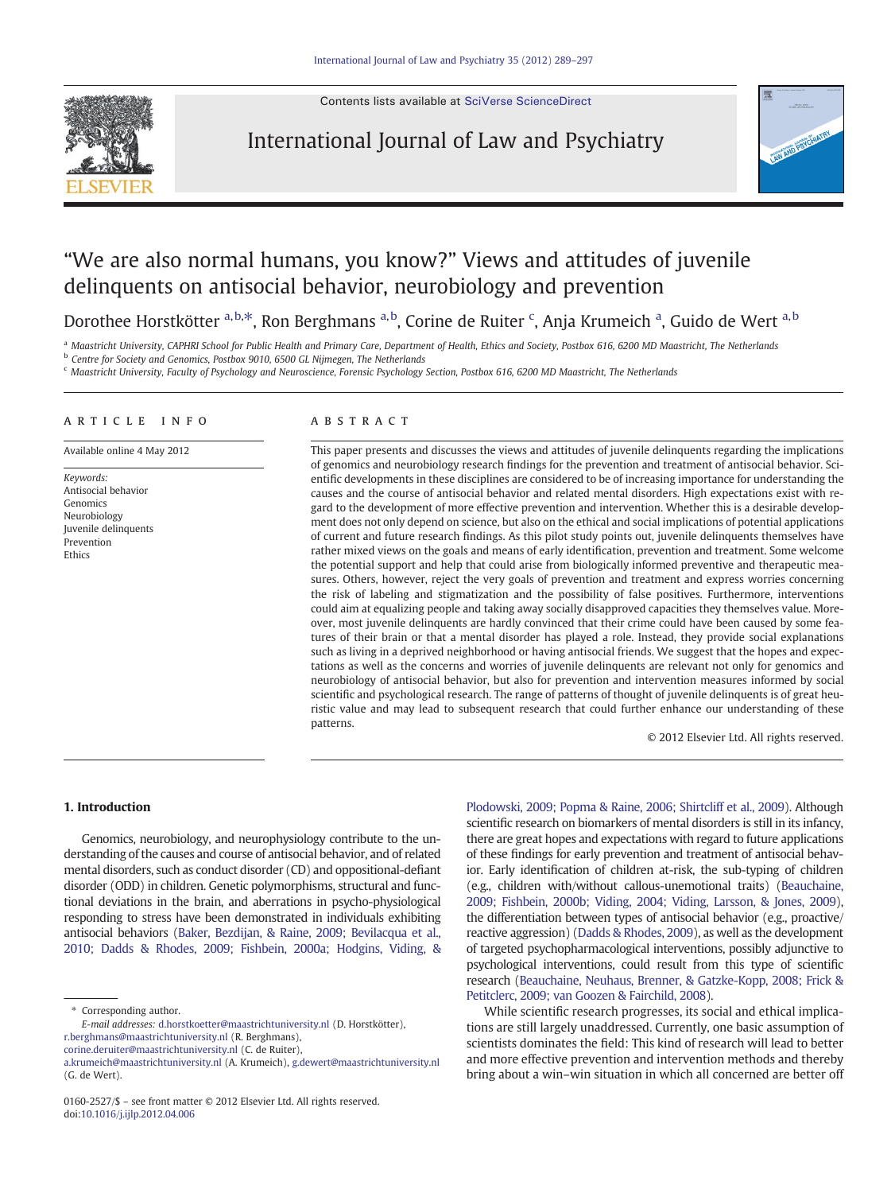# “We are also normal humans, you know?” Views and attitudes of juvenile delinquents on antisocial behavior, neurobiology and prevention

Dorothee Horstkötter [a,b,*], Ron Berghmans [a,b], Corine de Ruiter [c], Anja Krumeich [a], Guido de Wert [a,b]

[a] Maastricht University, CAPHRI School for Public Health and Primary Care, Department of Health, Ethics and Society, Postbox 616, 6200 MD Maastricht, The Netherlands

[b] Centre for Society and Genomics, Postbox 9010, 6500 GL Nijmegen, The Netherlands

[c] Maastricht University, Faculty of Psychology and Neuroscience, Forensic Psychology Section, Postbox 616, 6200 MD Maastricht, The Netherlands

## ARTICLE INFO

Available online 4 May 2012

*Keywords:*
Antisocial behavior
Genomics
Neurobiology
Juvenile delinquents
Prevention
Ethics

## ABSTRACT

This paper presents and discusses the views and attitudes of juvenile delinquents regarding the implications of genomics and neurobiology research findings for the prevention and treatment of antisocial behavior. Scientific developments in these disciplines are considered to be of increasing importance for understanding the causes and the course of antisocial behavior and related mental disorders. High expectations exist with regard to the development of more effective prevention and intervention. Whether this is a desirable development does not only depend on science, but also on the ethical and social implications of potential applications of current and future research findings. As this pilot study points out, juvenile delinquents themselves have rather mixed views on the goals and means of early identification, prevention and treatment. Some welcome the potential support and help that could arise from biologically informed preventive and therapeutic measures. Others, however, reject the very goals of prevention and treatment and express worries concerning the risk of labeling and stigmatization and the possibility of false positives. Furthermore, interventions could aim at equalizing people and taking away socially disapproved capacities they themselves value. Moreover, most juvenile delinquents are hardly convinced that their crime could have been caused by some features of their brain or that a mental disorder has played a role. Instead, they provide social explanations such as living in a deprived neighborhood or having antisocial friends. We suggest that the hopes and expectations as well as the concerns and worries of juvenile delinquents are relevant not only for genomics and neurobiology of antisocial behavior, but also for prevention and intervention measures informed by social scientific and psychological research. The range of patterns of thought of juvenile delinquents is of great heuristic value and may lead to subsequent research that could further enhance our understanding of these patterns.

© 2012 Elsevier Ltd. All rights reserved.

## 1. Introduction

Genomics, neurobiology, and neurophysiology contribute to the understanding of the causes and course of antisocial behavior, and of related mental disorders, such as conduct disorder (CD) and oppositional-defiant disorder (ODD) in children. Genetic polymorphisms, structural and functional deviations in the brain, and aberrations in psycho-physiological responding to stress have been demonstrated in individuals exhibiting antisocial behaviors (Baker, Bezdijan, & Raine, 2009; Bevilacqua et al., 2010; Dadds & Rhodes, 2009; Fishbein, 2000a; Hodgins, Viding, & Plodowski, 2009; Popma & Raine, 2006; Shirtcliff et al., 2009). Although scientific research on biomarkers of mental disorders is still in its infancy, there are great hopes and expectations with regard to future applications of these findings for early prevention and treatment of antisocial behavior. Early identification of children at-risk, the sub-typing of children (e.g., children with/without callous-unemotional traits) (Beauchaine, 2009; Fishbein, 2000b; Viding, 2004; Viding, Larsson, & Jones, 2009), the differentiation between types of antisocial behavior (e.g., proactive/reactive aggression) (Dadds & Rhodes, 2009), as well as the development of targeted psychopharmacological interventions, possibly adjunctive to psychological interventions, could result from this type of scientific research (Beauchaine, Neuhaus, Brenner, & Gatzke-Kopp, 2008; Frick & Petitclerc, 2009; van Goozen & Fairchild, 2008).

While scientific research progresses, its social and ethical implications are still largely unaddressed. Currently, one basic assumption of scientists dominates the field: This kind of research will lead to better and more effective prevention and intervention methods and thereby bring about a win–win situation in which all concerned are better off

\* Corresponding author.
*E-mail addresses:* d.horstkoetter@maastrichtuniversity.nl (D. Horstkötter), r.berghmans@maastrichtuniversity.nl (R. Berghmans), corine.deruiter@maastrichtuniversity.nl (C. de Ruiter), a.krumeich@maastrichtuniversity.nl (A. Krumeich), g.dewert@maastrichtuniversity.nl (G. de Wert).

0160-2527/$ – see front matter © 2012 Elsevier Ltd. All rights reserved.
doi:10.1016/j.ijlp.2012.04.006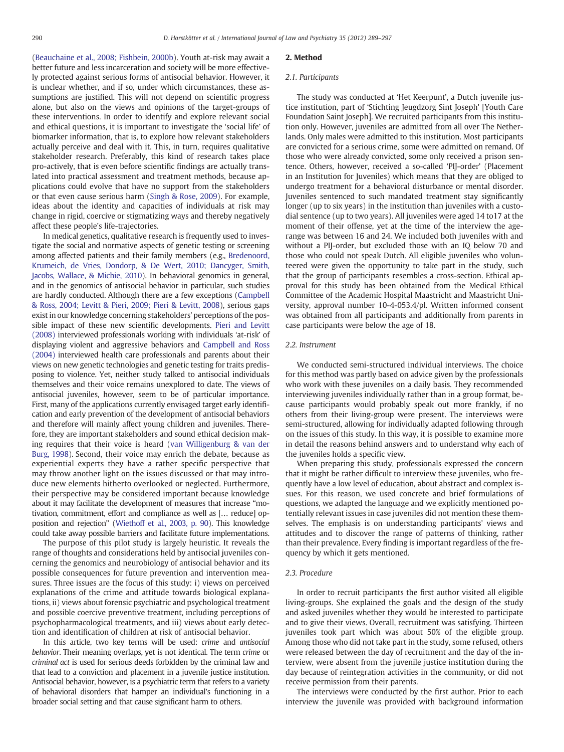(Beauchaine et al., 2008; Fishbein, 2000b). Youth at-risk may await a better future and less incarceration and society will be more effectively protected against serious forms of antisocial behavior. However, it is unclear whether, and if so, under which circumstances, these assumptions are justified. This will not depend on scientific progress alone, but also on the views and opinions of the target-groups of these interventions. In order to identify and explore relevant social and ethical questions, it is important to investigate the 'social life' of biomarker information, that is, to explore how relevant stakeholders actually perceive and deal with it. This, in turn, requires qualitative stakeholder research. Preferably, this kind of research takes place pro-actively, that is even before scientific findings are actually translated into practical assessment and treatment methods, because applications could evolve that have no support from the stakeholders or that even cause serious harm (Singh & Rose, 2009). For example, ideas about the identity and capacities of individuals at risk may change in rigid, coercive or stigmatizing ways and thereby negatively affect these people's life-trajectories.

In medical genetics, qualitative research is frequently used to investigate the social and normative aspects of genetic testing or screening among affected patients and their family members (e.g., Bredenoord, Krumeich, de Vries, Dondorp, & De Wert, 2010; Dancyger, Smith, Jacobs, Wallace, & Michie, 2010). In behavioral genomics in general, and in the genomics of antisocial behavior in particular, such studies are hardly conducted. Although there are a few exceptions (Campbell & Ross, 2004; Levitt & Pieri, 2009; Pieri & Levitt, 2008), serious gaps exist in our knowledge concerning stakeholders' perceptions of the possible impact of these new scientific developments. Pieri and Levitt (2008) interviewed professionals working with individuals 'at-risk' of displaying violent and aggressive behaviors and Campbell and Ross (2004) interviewed health care professionals and parents about their views on new genetic technologies and genetic testing for traits predisposing to violence. Yet, neither study talked to antisocial individuals themselves and their voice remains unexplored to date. The views of antisocial juveniles, however, seem to be of particular importance. First, many of the applications currently envisaged target early identification and early prevention of the development of antisocial behaviors and therefore will mainly affect young children and juveniles. Therefore, they are important stakeholders and sound ethical decision making requires that their voice is heard (van Willigenburg & van der Burg, 1998). Second, their voice may enrich the debate, because as experiential experts they have a rather specific perspective that may throw another light on the issues discussed or that may introduce new elements hitherto overlooked or neglected. Furthermore, their perspective may be considered important because knowledge about it may facilitate the development of measures that increase "motivation, commitment, effort and compliance as well as [… reduce] opposition and rejection" (Wiethoff et al., 2003, p. 90). This knowledge could take away possible barriers and facilitate future implementations.

The purpose of this pilot study is largely heuristic. It reveals the range of thoughts and considerations held by antisocial juveniles concerning the genomics and neurobiology of antisocial behavior and its possible consequences for future prevention and intervention measures. Three issues are the focus of this study: i) views on perceived explanations of the crime and attitude towards biological explanations, ii) views about forensic psychiatric and psychological treatment and possible coercive preventive treatment, including perceptions of psychopharmacological treatments, and iii) views about early detection and identification of children at risk of antisocial behavior.

In this article, two key terms will be used: *crime* and *antisocial behavior*. Their meaning overlaps, yet is not identical. The term *crime* or *criminal act* is used for serious deeds forbidden by the criminal law and that lead to a conviction and placement in a juvenile justice institution. Antisocial behavior, however, is a psychiatric term that refers to a variety of behavioral disorders that hamper an individual's functioning in a broader social setting and that cause significant harm to others.

## 2. Method

### 2.1. Participants

The study was conducted at 'Het Keerpunt', a Dutch juvenile justice institution, part of 'Stichting Jeugdzorg Sint Joseph' [Youth Care Foundation Saint Joseph]. We recruited participants from this institution only. However, juveniles are admitted from all over The Netherlands. Only males were admitted to this institution. Most participants are convicted for a serious crime, some were admitted on remand. Of those who were already convicted, some only received a prison sentence. Others, however, received a so-called 'PIJ-order' (Placement in an Institution for Juveniles) which means that they are obliged to undergo treatment for a behavioral disturbance or mental disorder. Juveniles sentenced to such mandated treatment stay significantly longer (up to six years) in the institution than juveniles with a custodial sentence (up to two years). All juveniles were aged 14 to17 at the moment of their offense, yet at the time of the interview the age-range was between 16 and 24. We included both juveniles with and without a PIJ-order, but excluded those with an IQ below 70 and those who could not speak Dutch. All eligible juveniles who volunteered were given the opportunity to take part in the study, such that the group of participants resembles a cross-section. Ethical approval for this study has been obtained from the Medical Ethical Committee of the Academic Hospital Maastricht and Maastricht University, approval number 10-4-053.4/pl. Written informed consent was obtained from all participants and additionally from parents in case participants were below the age of 18.

### 2.2. Instrument

We conducted semi-structured individual interviews. The choice for this method was partly based on advice given by the professionals who work with these juveniles on a daily basis. They recommended interviewing juveniles individually rather than in a group format, because participants would probably speak out more frankly, if no others from their living-group were present. The interviews were semi-structured, allowing for individually adapted following through on the issues of this study. In this way, it is possible to examine more in detail the reasons behind answers and to understand why each of the juveniles holds a specific view.

When preparing this study, professionals expressed the concern that it might be rather difficult to interview these juveniles, who frequently have a low level of education, about abstract and complex issues. For this reason, we used concrete and brief formulations of questions, we adapted the language and we explicitly mentioned potentially relevant issues in case juveniles did not mention these themselves. The emphasis is on understanding participants' views and attitudes and to discover the range of patterns of thinking, rather than their prevalence. Every finding is important regardless of the frequency by which it gets mentioned.

### 2.3. Procedure

In order to recruit participants the first author visited all eligible living-groups. She explained the goals and the design of the study and asked juveniles whether they would be interested to participate and to give their views. Overall, recruitment was satisfying. Thirteen juveniles took part which was about 50% of the eligible group. Among those who did not take part in the study, some refused, others were released between the day of recruitment and the day of the interview, were absent from the juvenile justice institution during the day because of reintegration activities in the community, or did not receive permission from their parents.

The interviews were conducted by the first author. Prior to each interview the juvenile was provided with background information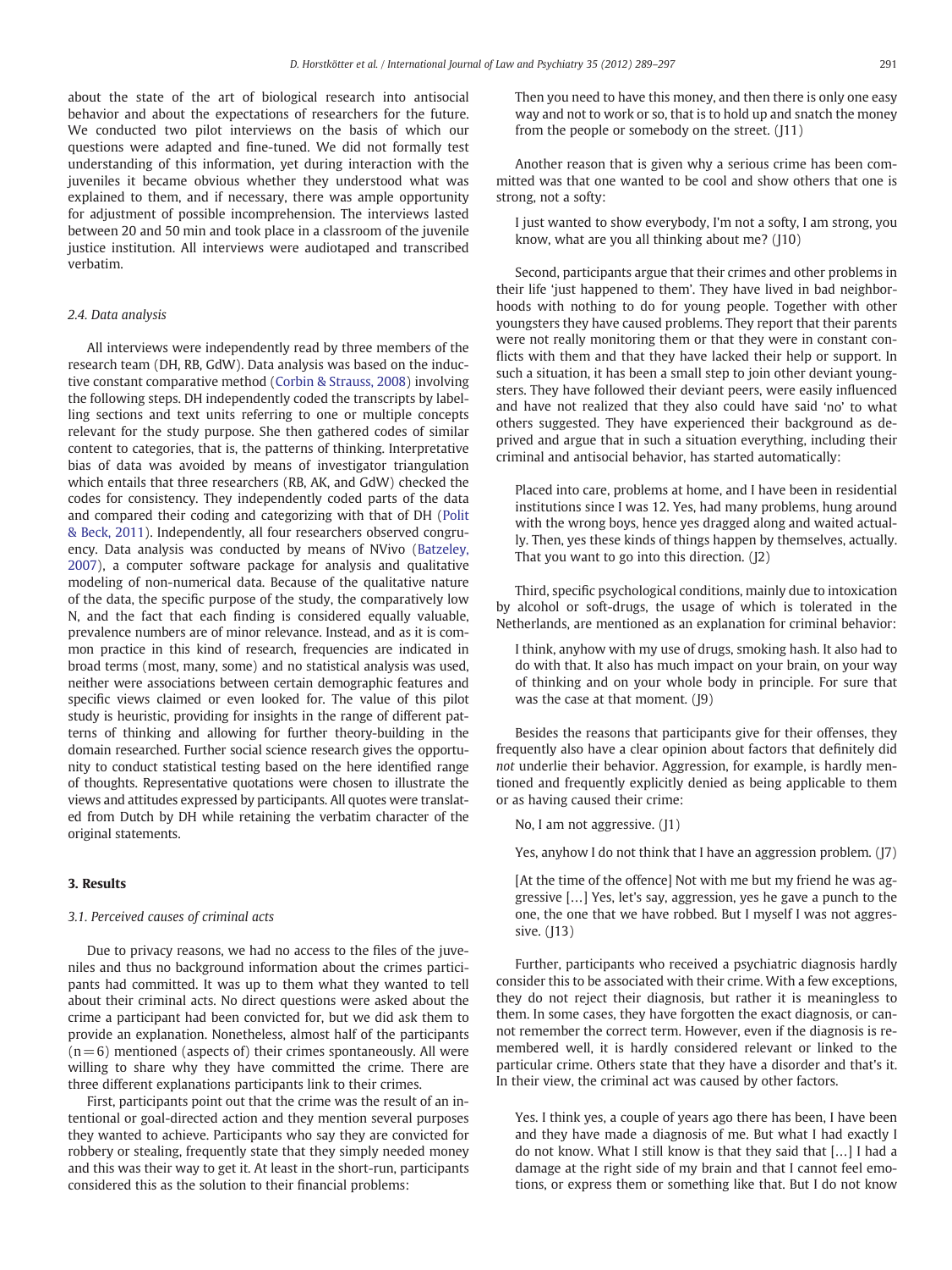about the state of the art of biological research into antisocial behavior and about the expectations of researchers for the future. We conducted two pilot interviews on the basis of which our questions were adapted and fine-tuned. We did not formally test understanding of this information, yet during interaction with the juveniles it became obvious whether they understood what was explained to them, and if necessary, there was ample opportunity for adjustment of possible incomprehension. The interviews lasted between 20 and 50 min and took place in a classroom of the juvenile justice institution. All interviews were audiotaped and transcribed verbatim.

### 2.4. Data analysis

All interviews were independently read by three members of the research team (DH, RB, GdW). Data analysis was based on the inductive constant comparative method (Corbin & Strauss, 2008) involving the following steps. DH independently coded the transcripts by labelling sections and text units referring to one or multiple concepts relevant for the study purpose. She then gathered codes of similar content to categories, that is, the patterns of thinking. Interpretative bias of data was avoided by means of investigator triangulation which entails that three researchers (RB, AK, and GdW) checked the codes for consistency. They independently coded parts of the data and compared their coding and categorizing with that of DH (Polit & Beck, 2011). Independently, all four researchers observed congruency. Data analysis was conducted by means of NVivo (Batzeley, 2007), a computer software package for analysis and qualitative modeling of non-numerical data. Because of the qualitative nature of the data, the specific purpose of the study, the comparatively low N, and the fact that each finding is considered equally valuable, prevalence numbers are of minor relevance. Instead, and as it is common practice in this kind of research, frequencies are indicated in broad terms (most, many, some) and no statistical analysis was used, neither were associations between certain demographic features and specific views claimed or even looked for. The value of this pilot study is heuristic, providing for insights in the range of different patterns of thinking and allowing for further theory-building in the domain researched. Further social science research gives the opportunity to conduct statistical testing based on the here identified range of thoughts. Representative quotations were chosen to illustrate the views and attitudes expressed by participants. All quotes were translated from Dutch by DH while retaining the verbatim character of the original statements.

## 3. Results

### 3.1. Perceived causes of criminal acts

Due to privacy reasons, we had no access to the files of the juveniles and thus no background information about the crimes participants had committed. It was up to them what they wanted to tell about their criminal acts. No direct questions were asked about the crime a participant had been convicted for, but we did ask them to provide an explanation. Nonetheless, almost half of the participants (n = 6) mentioned (aspects of) their crimes spontaneously. All were willing to share why they have committed the crime. There are three different explanations participants link to their crimes.

First, participants point out that the crime was the result of an intentional or goal-directed action and they mention several purposes they wanted to achieve. Participants who say they are convicted for robbery or stealing, frequently state that they simply needed money and this was their way to get it. At least in the short-run, participants considered this as the solution to their financial problems:

> Then you need to have this money, and then there is only one easy way and not to work or so, that is to hold up and snatch the money from the people or somebody on the street. (J11)

Another reason that is given why a serious crime has been committed was that one wanted to be cool and show others that one is strong, not a softy:

> I just wanted to show everybody, I'm not a softy, I am strong, you know, what are you all thinking about me? (J10)

Second, participants argue that their crimes and other problems in their life 'just happened to them'. They have lived in bad neighborhoods with nothing to do for young people. Together with other youngsters they have caused problems. They report that their parents were not really monitoring them or that they were in constant conflicts with them and that they have lacked their help or support. In such a situation, it has been a small step to join other deviant youngsters. They have followed their deviant peers, were easily influenced and have not realized that they also could have said 'no' to what others suggested. They have experienced their background as deprived and argue that in such a situation everything, including their criminal and antisocial behavior, has started automatically:

> Placed into care, problems at home, and I have been in residential institutions since I was 12. Yes, had many problems, hung around with the wrong boys, hence yes dragged along and waited actually. Then, yes these kinds of things happen by themselves, actually. That you want to go into this direction. (J2)

Third, specific psychological conditions, mainly due to intoxication by alcohol or soft-drugs, the usage of which is tolerated in the Netherlands, are mentioned as an explanation for criminal behavior:

> I think, anyhow with my use of drugs, smoking hash. It also had to do with that. It also has much impact on your brain, on your way of thinking and on your whole body in principle. For sure that was the case at that moment. (J9)

Besides the reasons that participants give for their offenses, they frequently also have a clear opinion about factors that definitely did *not* underlie their behavior. Aggression, for example, is hardly mentioned and frequently explicitly denied as being applicable to them or as having caused their crime:

> No, I am not aggressive. (J1)

> Yes, anyhow I do not think that I have an aggression problem. (J7)

> [At the time of the offence] Not with me but my friend he was aggressive […] Yes, let's say, aggression, yes he gave a punch to the one, the one that we have robbed. But I myself I was not aggressive. (J13)

Further, participants who received a psychiatric diagnosis hardly consider this to be associated with their crime. With a few exceptions, they do not reject their diagnosis, but rather it is meaningless to them. In some cases, they have forgotten the exact diagnosis, or cannot remember the correct term. However, even if the diagnosis is remembered well, it is hardly considered relevant or linked to the particular crime. Others state that they have a disorder and that's it. In their view, the criminal act was caused by other factors.

> Yes. I think yes, a couple of years ago there has been, I have been and they have made a diagnosis of me. But what I had exactly I do not know. What I still know is that they said that […] I had a damage at the right side of my brain and that I cannot feel emotions, or express them or something like that. But I do not know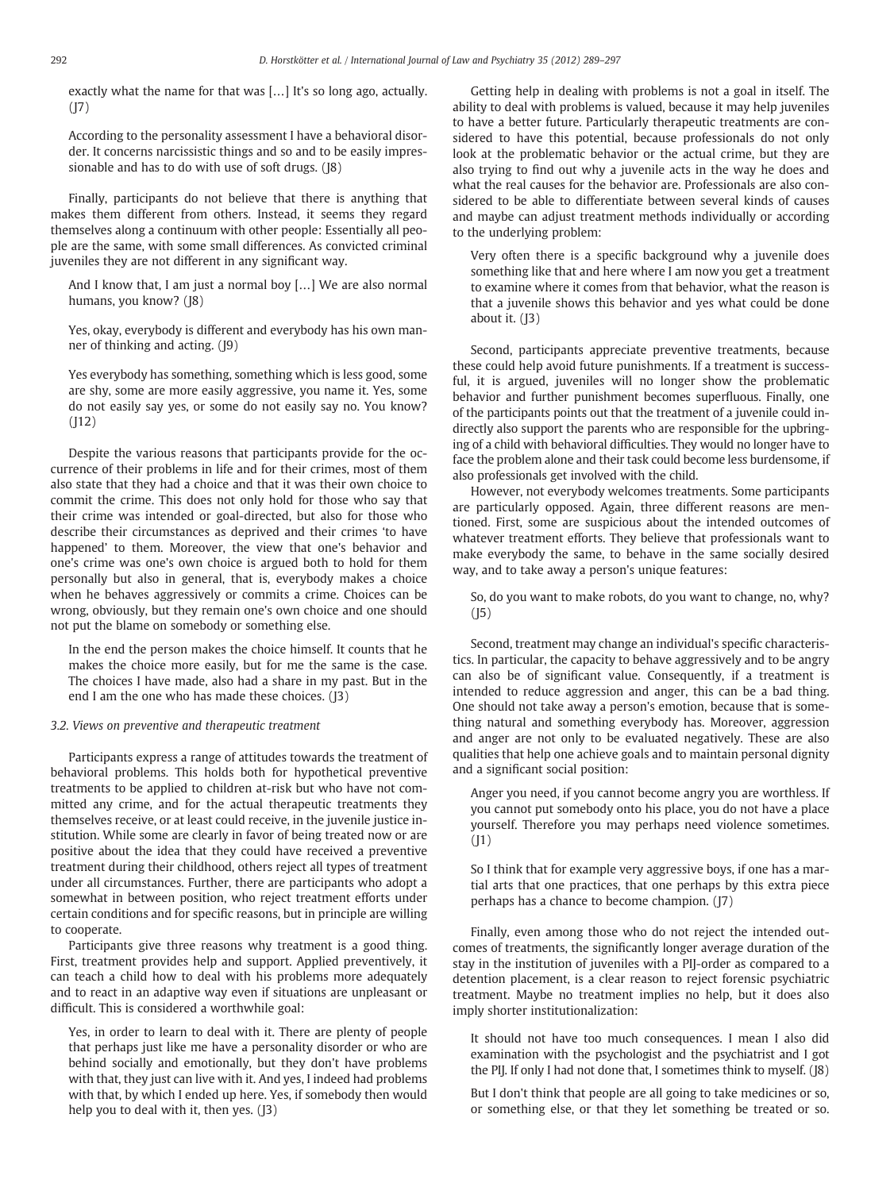exactly what the name for that was […] It's so long ago, actually. (J7)

> According to the personality assessment I have a behavioral disorder. It concerns narcissistic things and so and to be easily impressionable and has to do with use of soft drugs. (J8)

Finally, participants do not believe that there is anything that makes them different from others. Instead, it seems they regard themselves along a continuum with other people: Essentially all people are the same, with some small differences. As convicted criminal juveniles they are not different in any significant way.

> And I know that, I am just a normal boy […] We are also normal humans, you know? (J8)

> Yes, okay, everybody is different and everybody has his own manner of thinking and acting. (J9)

> Yes everybody has something, something which is less good, some are shy, some are more easily aggressive, you name it. Yes, some do not easily say yes, or some do not easily say no. You know? (J12)

Despite the various reasons that participants provide for the occurrence of their problems in life and for their crimes, most of them also state that they had a choice and that it was their own choice to commit the crime. This does not only hold for those who say that their crime was intended or goal-directed, but also for those who describe their circumstances as deprived and their crimes 'to have happened' to them. Moreover, the view that one's behavior and one's crime was one's own choice is argued both to hold for them personally but also in general, that is, everybody makes a choice when he behaves aggressively or commits a crime. Choices can be wrong, obviously, but they remain one's own choice and one should not put the blame on somebody or something else.

> In the end the person makes the choice himself. It counts that he makes the choice more easily, but for me the same is the case. The choices I have made, also had a share in my past. But in the end I am the one who has made these choices. (J3)

### 3.2. Views on preventive and therapeutic treatment

Participants express a range of attitudes towards the treatment of behavioral problems. This holds both for hypothetical preventive treatments to be applied to children at-risk but who have not committed any crime, and for the actual therapeutic treatments they themselves receive, or at least could receive, in the juvenile justice institution. While some are clearly in favor of being treated now or are positive about the idea that they could have received a preventive treatment during their childhood, others reject all types of treatment under all circumstances. Further, there are participants who adopt a somewhat in between position, who reject treatment efforts under certain conditions and for specific reasons, but in principle are willing to cooperate.

Participants give three reasons why treatment is a good thing. First, treatment provides help and support. Applied preventively, it can teach a child how to deal with his problems more adequately and to react in an adaptive way even if situations are unpleasant or difficult. This is considered a worthwhile goal:

> Yes, in order to learn to deal with it. There are plenty of people that perhaps just like me have a personality disorder or who are behind socially and emotionally, but they don't have problems with that, they just can live with it. And yes, I indeed had problems with that, by which I ended up here. Yes, if somebody then would help you to deal with it, then yes. (J3)

Getting help in dealing with problems is not a goal in itself. The ability to deal with problems is valued, because it may help juveniles to have a better future. Particularly therapeutic treatments are considered to have this potential, because professionals do not only look at the problematic behavior or the actual crime, but they are also trying to find out why a juvenile acts in the way he does and what the real causes for the behavior are. Professionals are also considered to be able to differentiate between several kinds of causes and maybe can adjust treatment methods individually or according to the underlying problem:

> Very often there is a specific background why a juvenile does something like that and here where I am now you get a treatment to examine where it comes from that behavior, what the reason is that a juvenile shows this behavior and yes what could be done about it. (J3)

Second, participants appreciate preventive treatments, because these could help avoid future punishments. If a treatment is successful, it is argued, juveniles will no longer show the problematic behavior and further punishment becomes superfluous. Finally, one of the participants points out that the treatment of a juvenile could indirectly also support the parents who are responsible for the upbringing of a child with behavioral difficulties. They would no longer have to face the problem alone and their task could become less burdensome, if also professionals get involved with the child.

However, not everybody welcomes treatments. Some participants are particularly opposed. Again, three different reasons are mentioned. First, some are suspicious about the intended outcomes of whatever treatment efforts. They believe that professionals want to make everybody the same, to behave in the same socially desired way, and to take away a person's unique features:

> So, do you want to make robots, do you want to change, no, why? (J5)

Second, treatment may change an individual's specific characteristics. In particular, the capacity to behave aggressively and to be angry can also be of significant value. Consequently, if a treatment is intended to reduce aggression and anger, this can be a bad thing. One should not take away a person's emotion, because that is something natural and something everybody has. Moreover, aggression and anger are not only to be evaluated negatively. These are also qualities that help one achieve goals and to maintain personal dignity and a significant social position:

> Anger you need, if you cannot become angry you are worthless. If you cannot put somebody onto his place, you do not have a place yourself. Therefore you may perhaps need violence sometimes. (J1)

> So I think that for example very aggressive boys, if one has a martial arts that one practices, that one perhaps by this extra piece perhaps has a chance to become champion. (J7)

Finally, even among those who do not reject the intended outcomes of treatments, the significantly longer average duration of the stay in the institution of juveniles with a PIJ-order as compared to a detention placement, is a clear reason to reject forensic psychiatric treatment. Maybe no treatment implies no help, but it does also imply shorter institutionalization:

> It should not have too much consequences. I mean I also did examination with the psychologist and the psychiatrist and I got the PIJ. If only I had not done that, I sometimes think to myself. (J8)

> But I don't think that people are all going to take medicines or so, or something else, or that they let something be treated or so.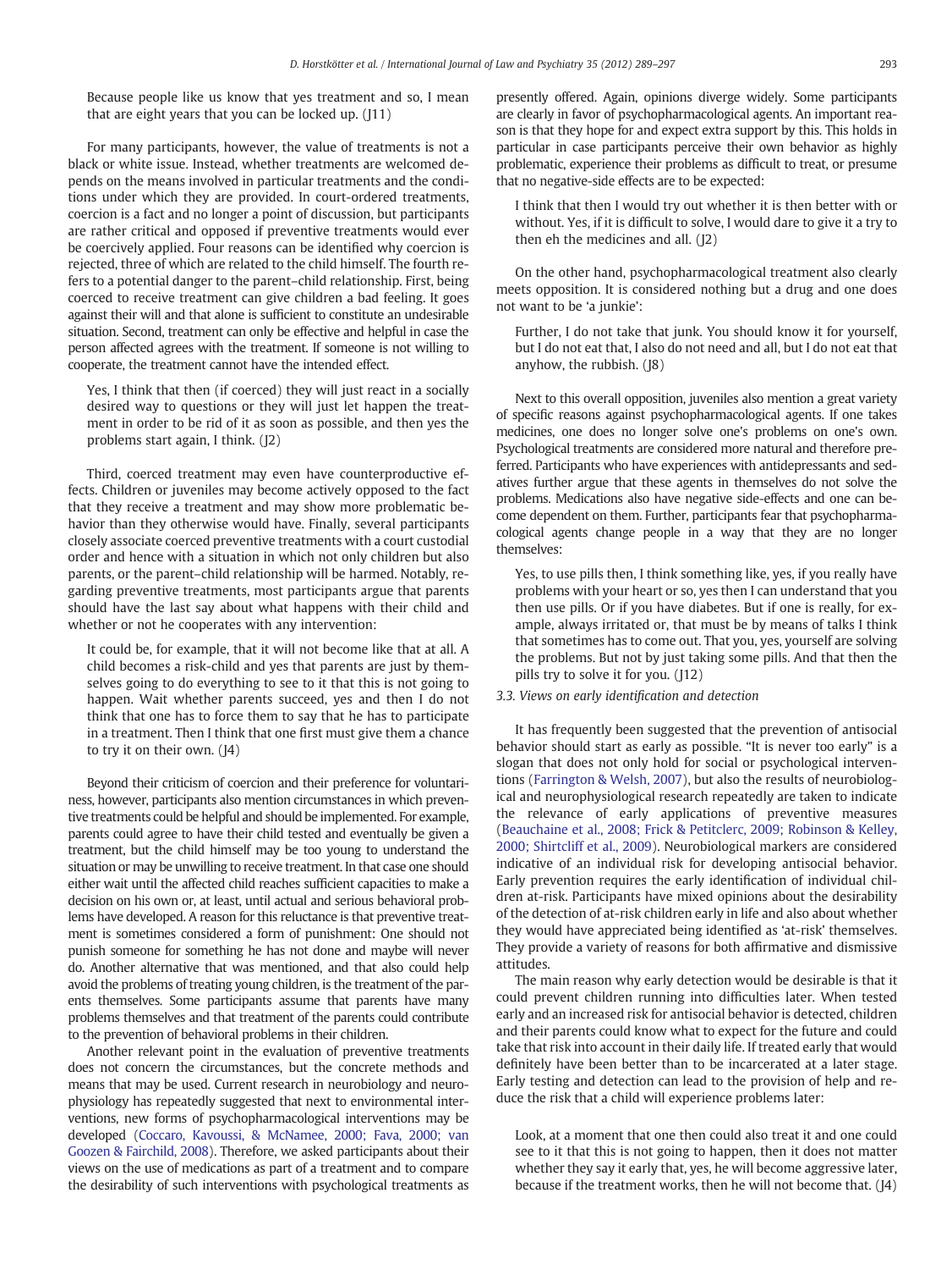> Because people like us know that yes treatment and so, I mean that are eight years that you can be locked up. (J11)

For many participants, however, the value of treatments is not a black or white issue. Instead, whether treatments are welcomed depends on the means involved in particular treatments and the conditions under which they are provided. In court-ordered treatments, coercion is a fact and no longer a point of discussion, but participants are rather critical and opposed if preventive treatments would ever be coercively applied. Four reasons can be identified why coercion is rejected, three of which are related to the child himself. The fourth refers to a potential danger to the parent–child relationship. First, being coerced to receive treatment can give children a bad feeling. It goes against their will and that alone is sufficient to constitute an undesirable situation. Second, treatment can only be effective and helpful in case the person affected agrees with the treatment. If someone is not willing to cooperate, the treatment cannot have the intended effect.

> Yes, I think that then (if coerced) they will just react in a socially desired way to questions or they will just let happen the treatment in order to be rid of it as soon as possible, and then yes the problems start again, I think. (J2)

Third, coerced treatment may even have counterproductive effects. Children or juveniles may become actively opposed to the fact that they receive a treatment and may show more problematic behavior than they otherwise would have. Finally, several participants closely associate coerced preventive treatments with a court custodial order and hence with a situation in which not only children but also parents, or the parent–child relationship will be harmed. Notably, regarding preventive treatments, most participants argue that parents should have the last say about what happens with their child and whether or not he cooperates with any intervention:

> It could be, for example, that it will not become like that at all. A child becomes a risk-child and yes that parents are just by themselves going to do everything to see to it that this is not going to happen. Wait whether parents succeed, yes and then I do not think that one has to force them to say that he has to participate in a treatment. Then I think that one first must give them a chance to try it on their own. (J4)

Beyond their criticism of coercion and their preference for voluntariness, however, participants also mention circumstances in which preventive treatments could be helpful and should be implemented. For example, parents could agree to have their child tested and eventually be given a treatment, but the child himself may be too young to understand the situation or may be unwilling to receive treatment. In that case one should either wait until the affected child reaches sufficient capacities to make a decision on his own or, at least, until actual and serious behavioral problems have developed. A reason for this reluctance is that preventive treatment is sometimes considered a form of punishment: One should not punish someone for something he has not done and maybe will never do. Another alternative that was mentioned, and that also could help avoid the problems of treating young children, is the treatment of the parents themselves. Some participants assume that parents have many problems themselves and that treatment of the parents could contribute to the prevention of behavioral problems in their children.

Another relevant point in the evaluation of preventive treatments does not concern the circumstances, but the concrete methods and means that may be used. Current research in neurobiology and neurophysiology has repeatedly suggested that next to environmental interventions, new forms of psychopharmacological interventions may be developed (Coccaro, Kavoussi, & McNamee, 2000; Fava, 2000; van Goozen & Fairchild, 2008). Therefore, we asked participants about their views on the use of medications as part of a treatment and to compare the desirability of such interventions with psychological treatments as presently offered. Again, opinions diverge widely. Some participants are clearly in favor of psychopharmacological agents. An important reason is that they hope for and expect extra support by this. This holds in particular in case participants perceive their own behavior as highly problematic, experience their problems as difficult to treat, or presume that no negative-side effects are to be expected:

> I think that then I would try out whether it is then better with or without. Yes, if it is difficult to solve, I would dare to give it a try to then eh the medicines and all. (J2)

On the other hand, psychopharmacological treatment also clearly meets opposition. It is considered nothing but a drug and one does not want to be 'a junkie':

> Further, I do not take that junk. You should know it for yourself, but I do not eat that, I also do not need and all, but I do not eat that anyhow, the rubbish. (J8)

Next to this overall opposition, juveniles also mention a great variety of specific reasons against psychopharmacological agents. If one takes medicines, one does no longer solve one's problems on one's own. Psychological treatments are considered more natural and therefore preferred. Participants who have experiences with antidepressants and sedatives further argue that these agents in themselves do not solve the problems. Medications also have negative side-effects and one can become dependent on them. Further, participants fear that psychopharmacological agents change people in a way that they are no longer themselves:

> Yes, to use pills then, I think something like, yes, if you really have problems with your heart or so, yes then I can understand that you then use pills. Or if you have diabetes. But if one is really, for example, always irritated or, that must be by means of talks I think that sometimes has to come out. That you, yes, yourself are solving the problems. But not by just taking some pills. And that then the pills try to solve it for you. (J12)

### 3.3. Views on early identification and detection

It has frequently been suggested that the prevention of antisocial behavior should start as early as possible. "It is never too early" is a slogan that does not only hold for social or psychological interventions (Farrington & Welsh, 2007), but also the results of neurobiological and neurophysiological research repeatedly are taken to indicate the relevance of early applications of preventive measures (Beauchaine et al., 2008; Frick & Petitclerc, 2009; Robinson & Kelley, 2000; Shirtcliff et al., 2009). Neurobiological markers are considered indicative of an individual risk for developing antisocial behavior. Early prevention requires the early identification of individual children at-risk. Participants have mixed opinions about the desirability of the detection of at-risk children early in life and also about whether they would have appreciated being identified as 'at-risk' themselves. They provide a variety of reasons for both affirmative and dismissive attitudes.

The main reason why early detection would be desirable is that it could prevent children running into difficulties later. When tested early and an increased risk for antisocial behavior is detected, children and their parents could know what to expect for the future and could take that risk into account in their daily life. If treated early that would definitely have been better than to be incarcerated at a later stage. Early testing and detection can lead to the provision of help and reduce the risk that a child will experience problems later:

> Look, at a moment that one then could also treat it and one could see to it that this is not going to happen, then it does not matter whether they say it early that, yes, he will become aggressive later, because if the treatment works, then he will not become that. (J4)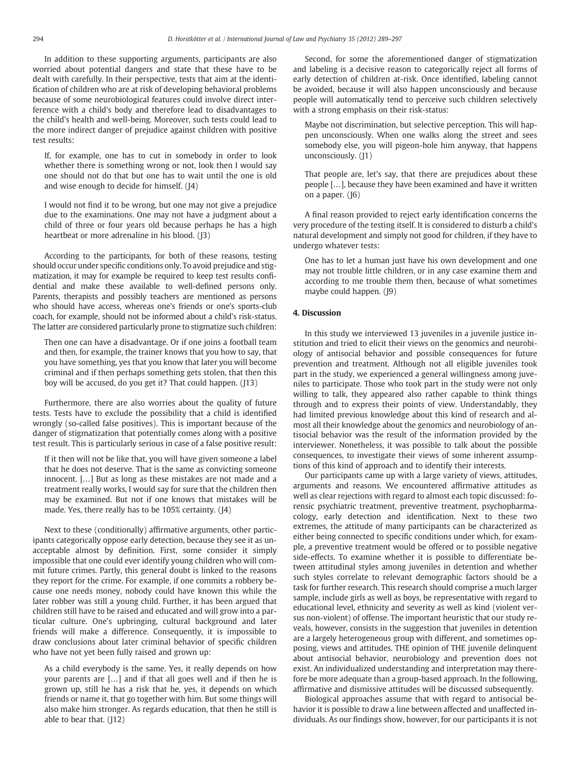In addition to these supporting arguments, participants are also worried about potential dangers and state that these have to be dealt with carefully. In their perspective, tests that aim at the identification of children who are at risk of developing behavioral problems because of some neurobiological features could involve direct interference with a child's body and therefore lead to disadvantages to the child's health and well-being. Moreover, such tests could lead to the more indirect danger of prejudice against children with positive test results:

> If, for example, one has to cut in somebody in order to look whether there is something wrong or not, look then I would say one should not do that but one has to wait until the one is old and wise enough to decide for himself. (J4)

> I would not find it to be wrong, but one may not give a prejudice due to the examinations. One may not have a judgment about a child of three or four years old because perhaps he has a high heartbeat or more adrenaline in his blood. (J3)

According to the participants, for both of these reasons, testing should occur under specific conditions only. To avoid prejudice and stigmatization, it may for example be required to keep test results confidential and make these available to well-defined persons only. Parents, therapists and possibly teachers are mentioned as persons who should have access, whereas one's friends or one's sports-club coach, for example, should not be informed about a child's risk-status. The latter are considered particularly prone to stigmatize such children:

> Then one can have a disadvantage. Or if one joins a football team and then, for example, the trainer knows that you how to say, that you have something, yes that you know that later you will become criminal and if then perhaps something gets stolen, that then this boy will be accused, do you get it? That could happen. (J13)

Furthermore, there are also worries about the quality of future tests. Tests have to exclude the possibility that a child is identified wrongly (so-called false positives). This is important because of the danger of stigmatization that potentially comes along with a positive test result. This is particularly serious in case of a false positive result:

> If it then will not be like that, you will have given someone a label that he does not deserve. That is the same as convicting someone innocent. […] But as long as these mistakes are not made and a treatment really works, I would say for sure that the children then may be examined. But not if one knows that mistakes will be made. Yes, there really has to be 105% certainty. (J4)

Next to these (conditionally) affirmative arguments, other participants categorically oppose early detection, because they see it as unacceptable almost by definition. First, some consider it simply impossible that one could ever identify young children who will commit future crimes. Partly, this general doubt is linked to the reasons they report for the crime. For example, if one commits a robbery because one needs money, nobody could have known this while the later robber was still a young child. Further, it has been argued that children still have to be raised and educated and will grow into a particular culture. One's upbringing, cultural background and later friends will make a difference. Consequently, it is impossible to draw conclusions about later criminal behavior of specific children who have not yet been fully raised and grown up:

> As a child everybody is the same. Yes, it really depends on how your parents are […] and if that all goes well and if then he is grown up, still he has a risk that he, yes, it depends on which friends or name it, that go together with him. But some things will also make him stronger. As regards education, that then he still is able to bear that. (J12)

Second, for some the aforementioned danger of stigmatization and labeling is a decisive reason to categorically reject all forms of early detection of children at-risk. Once identified, labeling cannot be avoided, because it will also happen unconsciously and because people will automatically tend to perceive such children selectively with a strong emphasis on their risk-status:

> Maybe not discrimination, but selective perception. This will happen unconsciously. When one walks along the street and sees somebody else, you will pigeon-hole him anyway, that happens unconsciously. (J1)

> That people are, let's say, that there are prejudices about these people […], because they have been examined and have it written on a paper. (J6)

A final reason provided to reject early identification concerns the very procedure of the testing itself. It is considered to disturb a child's natural development and simply not good for children, if they have to undergo whatever tests:

> One has to let a human just have his own development and one may not trouble little children, or in any case examine them and according to me trouble them then, because of what sometimes maybe could happen. (J9)

## 4. Discussion

In this study we interviewed 13 juveniles in a juvenile justice institution and tried to elicit their views on the genomics and neurobiology of antisocial behavior and possible consequences for future prevention and treatment. Although not all eligible juveniles took part in the study, we experienced a general willingness among juveniles to participate. Those who took part in the study were not only willing to talk, they appeared also rather capable to think things through and to express their points of view. Understandably, they had limited previous knowledge about this kind of research and almost all their knowledge about the genomics and neurobiology of antisocial behavior was the result of the information provided by the interviewer. Nonetheless, it was possible to talk about the possible consequences, to investigate their views of some inherent assumptions of this kind of approach and to identify their interests.

Our participants came up with a large variety of views, attitudes, arguments and reasons. We encountered affirmative attitudes as well as clear rejections with regard to almost each topic discussed: forensic psychiatric treatment, preventive treatment, psychopharmacology, early detection and identification. Next to these two extremes, the attitude of many participants can be characterized as either being connected to specific conditions under which, for example, a preventive treatment would be offered or to possible negative side-effects. To examine whether it is possible to differentiate between attitudinal styles among juveniles in detention and whether such styles correlate to relevant demographic factors should be a task for further research. This research should comprise a much larger sample, include girls as well as boys, be representative with regard to educational level, ethnicity and severity as well as kind (violent versus non-violent) of offense. The important heuristic that our study reveals, however, consists in the suggestion that juveniles in detention are a largely heterogeneous group with different, and sometimes opposing, views and attitudes. THE opinion of THE juvenile delinquent about antisocial behavior, neurobiology and prevention does not exist. An individualized understanding and interpretation may therefore be more adequate than a group-based approach. In the following, affirmative and dismissive attitudes will be discussed subsequently.

Biological approaches assume that with regard to antisocial behavior it is possible to draw a line between affected and unaffected individuals. As our findings show, however, for our participants it is not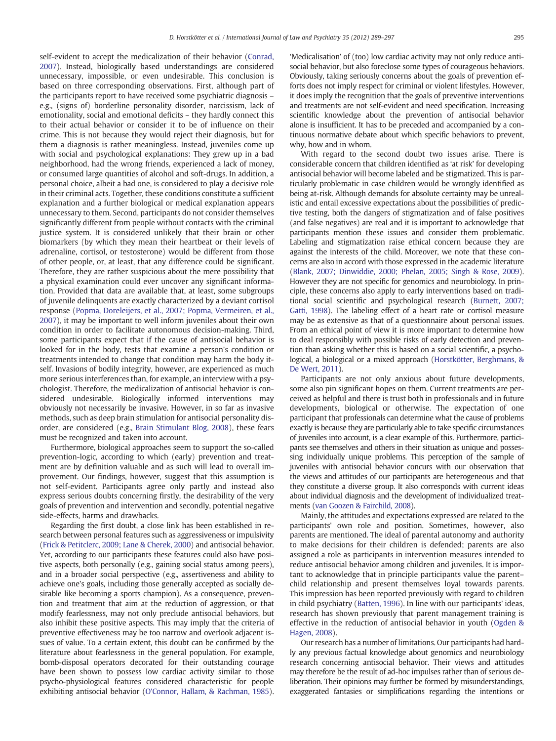self-evident to accept the medicalization of their behavior (Conrad, 2007). Instead, biologically based understandings are considered unnecessary, impossible, or even undesirable. This conclusion is based on three corresponding observations. First, although part of the participants report to have received some psychiatric diagnosis – e.g., (signs of) borderline personality disorder, narcissism, lack of emotionality, social and emotional deficits – they hardly connect this to their actual behavior or consider it to be of influence on their crime. This is not because they would reject their diagnosis, but for them a diagnosis is rather meaningless. Instead, juveniles come up with social and psychological explanations: They grew up in a bad neighborhood, had the wrong friends, experienced a lack of money, or consumed large quantities of alcohol and soft-drugs. In addition, a personal choice, albeit a bad one, is considered to play a decisive role in their criminal acts. Together, these conditions constitute a sufficient explanation and a further biological or medical explanation appears unnecessary to them. Second, participants do not consider themselves significantly different from people without contacts with the criminal justice system. It is considered unlikely that their brain or other biomarkers (by which they mean their heartbeat or their levels of adrenaline, cortisol, or testosterone) would be different from those of other people, or, at least, that any difference could be significant. Therefore, they are rather suspicious about the mere possibility that a physical examination could ever uncover any significant information. Provided that data are available that, at least, some subgroups of juvenile delinquents are exactly characterized by a deviant cortisol response (Popma, Doreleijers, et al., 2007; Popma, Vermeiren, et al., 2007), it may be important to well inform juveniles about their own condition in order to facilitate autonomous decision-making. Third, some participants expect that if the cause of antisocial behavior is looked for in the body, tests that examine a person's condition or treatments intended to change that condition may harm the body itself. Invasions of bodily integrity, however, are experienced as much more serious interferences than, for example, an interview with a psychologist. Therefore, the medicalization of antisocial behavior is considered undesirable. Biologically informed interventions may obviously not necessarily be invasive. However, in so far as invasive methods, such as deep brain stimulation for antisocial personality disorder, are considered (e.g., Brain Stimulant Blog, 2008), these fears must be recognized and taken into account.

Furthermore, biological approaches seem to support the so-called prevention-logic, according to which (early) prevention and treatment are by definition valuable and as such will lead to overall improvement. Our findings, however, suggest that this assumption is not self-evident. Participants agree only partly and instead also express serious doubts concerning firstly, the desirability of the very goals of prevention and intervention and secondly, potential negative side-effects, harms and drawbacks.

Regarding the first doubt, a close link has been established in research between personal features such as aggressiveness or impulsivity (Frick & Petitclerc, 2009; Lane & Cherek, 2000) and antisocial behavior. Yet, according to our participants these features could also have positive aspects, both personally (e.g., gaining social status among peers), and in a broader social perspective (e.g., assertiveness and ability to achieve one's goals, including those generally accepted as socially desirable like becoming a sports champion). As a consequence, prevention and treatment that aim at the reduction of aggression, or that modify fearlessness, may not only preclude antisocial behaviors, but also inhibit these positive aspects. This may imply that the criteria of preventive effectiveness may be too narrow and overlook adjacent issues of value. To a certain extent, this doubt can be confirmed by the literature about fearlessness in the general population. For example, bomb-disposal operators decorated for their outstanding courage have been shown to possess low cardiac activity similar to those psycho-physiological features considered characteristic for people exhibiting antisocial behavior (O'Connor, Hallam, & Rachman, 1985). 'Medicalisation' of (too) low cardiac activity may not only reduce antisocial behavior, but also foreclose some types of courageous behaviors. Obviously, taking seriously concerns about the goals of prevention efforts does not imply respect for criminal or violent lifestyles. However, it does imply the recognition that the goals of preventive interventions and treatments are not self-evident and need specification. Increasing scientific knowledge about the prevention of antisocial behavior alone is insufficient. It has to be preceded and accompanied by a continuous normative debate about which specific behaviors to prevent, why, how and in whom.

With regard to the second doubt two issues arise. There is considerable concern that children identified as 'at risk' for developing antisocial behavior will become labeled and be stigmatized. This is particularly problematic in case children would be wrongly identified as being at-risk. Although demands for absolute certainty may be unrealistic and entail excessive expectations about the possibilities of predictive testing, both the dangers of stigmatization and of false positives (and false negatives) are real and it is important to acknowledge that participants mention these issues and consider them problematic. Labeling and stigmatization raise ethical concern because they are against the interests of the child. Moreover, we note that these concerns are also in accord with those expressed in the academic literature (Blank, 2007; Dinwiddie, 2000; Phelan, 2005; Singh & Rose, 2009). However they are not specific for genomics and neurobiology. In principle, these concerns also apply to early interventions based on traditional social scientific and psychological research (Burnett, 2007; Gatti, 1998). The labeling effect of a heart rate or cortisol measure may be as extensive as that of a questionnaire about personal issues. From an ethical point of view it is more important to determine how to deal responsibly with possible risks of early detection and prevention than asking whether this is based on a social scientific, a psychological, a biological or a mixed approach (Horstkötter, Berghmans, & De Wert, 2011).

Participants are not only anxious about future developments, some also pin significant hopes on them. Current treatments are perceived as helpful and there is trust both in professionals and in future developments, biological or otherwise. The expectation of one participant that professionals can determine what the cause of problems exactly is because they are particularly able to take specific circumstances of juveniles into account, is a clear example of this. Furthermore, participants see themselves and others in their situation as unique and possessing individually unique problems. This perception of the sample of juveniles with antisocial behavior concurs with our observation that the views and attitudes of our participants are heterogeneous and that they constitute a diverse group. It also corresponds with current ideas about individual diagnosis and the development of individualized treatments (van Goozen & Fairchild, 2008).

Mainly, the attitudes and expectations expressed are related to the participants' own role and position. Sometimes, however, also parents are mentioned. The ideal of parental autonomy and authority to make decisions for their children is defended; parents are also assigned a role as participants in intervention measures intended to reduce antisocial behavior among children and juveniles. It is important to acknowledge that in principle participants value the parent–child relationship and present themselves loyal towards parents. This impression has been reported previously with regard to children in child psychiatry (Batten, 1996). In line with our participants' ideas, research has shown previously that parent management training is effective in the reduction of antisocial behavior in youth (Ogden & Hagen, 2008).

Our research has a number of limitations. Our participants had hardly any previous factual knowledge about genomics and neurobiology research concerning antisocial behavior. Their views and attitudes may therefore be the result of ad-hoc impulses rather than of serious deliberation. Their opinions may further be formed by misunderstandings, exaggerated fantasies or simplifications regarding the intentions or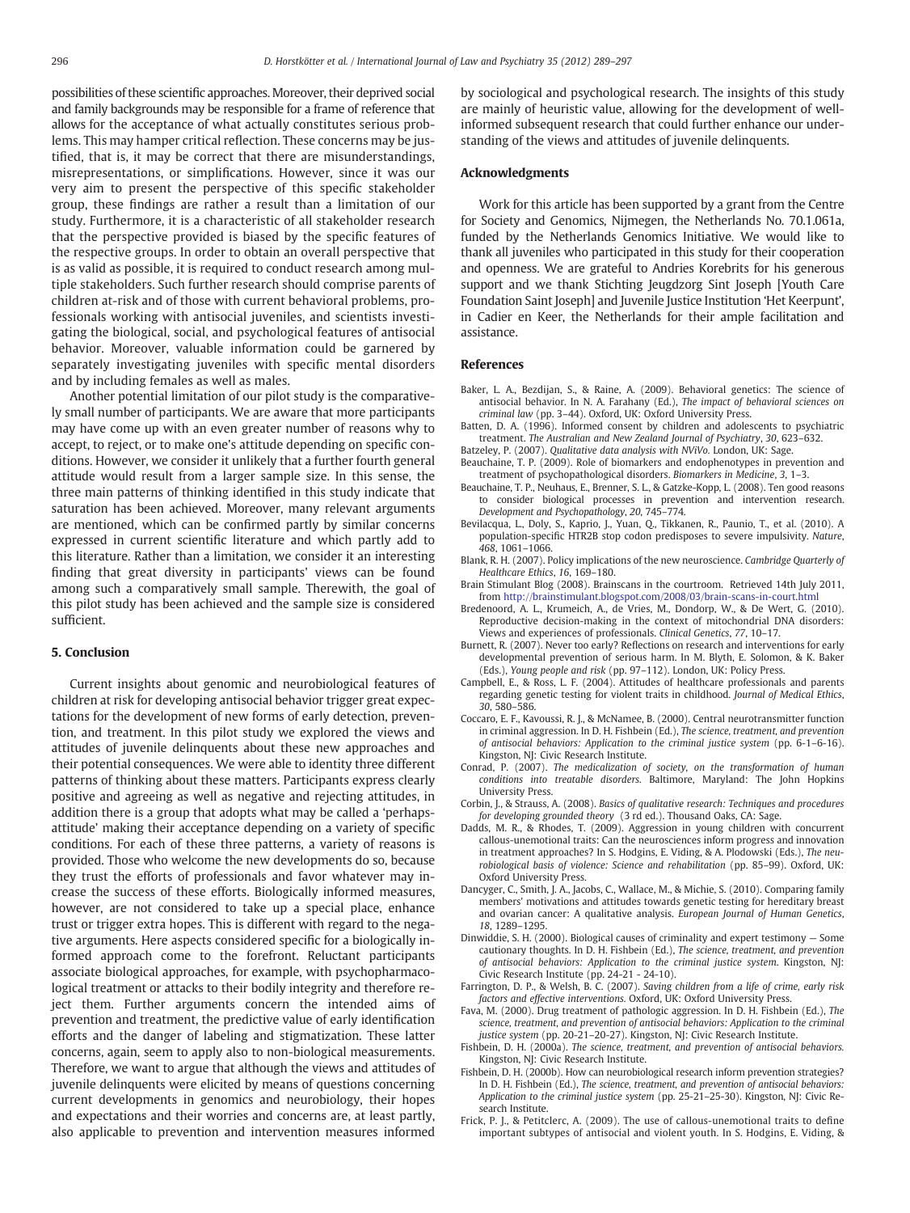possibilities of these scientific approaches. Moreover, their deprived social and family backgrounds may be responsible for a frame of reference that allows for the acceptance of what actually constitutes serious problems. This may hamper critical reflection. These concerns may be justified, that is, it may be correct that there are misunderstandings, misrepresentations, or simplifications. However, since it was our very aim to present the perspective of this specific stakeholder group, these findings are rather a result than a limitation of our study. Furthermore, it is a characteristic of all stakeholder research that the perspective provided is biased by the specific features of the respective groups. In order to obtain an overall perspective that is as valid as possible, it is required to conduct research among multiple stakeholders. Such further research should comprise parents of children at-risk and of those with current behavioral problems, professionals working with antisocial juveniles, and scientists investigating the biological, social, and psychological features of antisocial behavior. Moreover, valuable information could be garnered by separately investigating juveniles with specific mental disorders and by including females as well as males.

Another potential limitation of our pilot study is the comparatively small number of participants. We are aware that more participants may have come up with an even greater number of reasons why to accept, to reject, or to make one's attitude depending on specific conditions. However, we consider it unlikely that a further fourth general attitude would result from a larger sample size. In this sense, the three main patterns of thinking identified in this study indicate that saturation has been achieved. Moreover, many relevant arguments are mentioned, which can be confirmed partly by similar concerns expressed in current scientific literature and which partly add to this literature. Rather than a limitation, we consider it an interesting finding that great diversity in participants' views can be found among such a comparatively small sample. Therewith, the goal of this pilot study has been achieved and the sample size is considered sufficient.

## 5. Conclusion

Current insights about genomic and neurobiological features of children at risk for developing antisocial behavior trigger great expectations for the development of new forms of early detection, prevention, and treatment. In this pilot study we explored the views and attitudes of juvenile delinquents about these new approaches and their potential consequences. We were able to identity three different patterns of thinking about these matters. Participants express clearly positive and agreeing as well as negative and rejecting attitudes, in addition there is a group that adopts what may be called a 'perhaps-attitude' making their acceptance depending on a variety of specific conditions. For each of these three patterns, a variety of reasons is provided. Those who welcome the new developments do so, because they trust the efforts of professionals and favor whatever may increase the success of these efforts. Biologically informed measures, however, are not considered to take up a special place, enhance trust or trigger extra hopes. This is different with regard to the negative arguments. Here aspects considered specific for a biologically informed approach come to the forefront. Reluctant participants associate biological approaches, for example, with psychopharmacological treatment or attacks to their bodily integrity and therefore reject them. Further arguments concern the intended aims of prevention and treatment, the predictive value of early identification efforts and the danger of labeling and stigmatization. These latter concerns, again, seem to apply also to non-biological measurements. Therefore, we want to argue that although the views and attitudes of juvenile delinquents were elicited by means of questions concerning current developments in genomics and neurobiology, their hopes and expectations and their worries and concerns are, at least partly, also applicable to prevention and intervention measures informed by sociological and psychological research. The insights of this study are mainly of heuristic value, allowing for the development of well-informed subsequent research that could further enhance our understanding of the views and attitudes of juvenile delinquents.

## Acknowledgments

Work for this article has been supported by a grant from the Centre for Society and Genomics, Nijmegen, the Netherlands No. 70.1.061a, funded by the Netherlands Genomics Initiative. We would like to thank all juveniles who participated in this study for their cooperation and openness. We are grateful to Andries Korebrits for his generous support and we thank Stichting Jeugdzorg Sint Joseph [Youth Care Foundation Saint Joseph] and Juvenile Justice Institution 'Het Keerpunt', in Cadier en Keer, the Netherlands for their ample facilitation and assistance.

## References

- Baker, L. A., Bezdijan, S., & Raine, A. (2009). Behavioral genetics: The science of antisocial behavior. In N. A. Farahany (Ed.), *The impact of behavioral sciences on criminal law* (pp. 3–44). Oxford, UK: Oxford University Press.
- Batten, D. A. (1996). Informed consent by children and adolescents to psychiatric treatment. *The Australian and New Zealand Journal of Psychiatry*, *30*, 623–632.
- Batzeley, P. (2007). *Qualitative data analysis with NViVo.* London, UK: Sage.
- Beauchaine, T. P. (2009). Role of biomarkers and endophenotypes in prevention and treatment of psychopathological disorders. *Biomarkers in Medicine*, *3*, 1–3.
- Beauchaine, T. P., Neuhaus, E., Brenner, S. L., & Gatzke-Kopp, L. (2008). Ten good reasons to consider biological processes in prevention and intervention research. *Development and Psychopathology*, *20*, 745–774.
- Bevilacqua, L., Doly, S., Kaprio, J., Yuan, Q., Tikkanen, R., Paunio, T., et al. (2010). A population-specific HTR2B stop codon predisposes to severe impulsivity. *Nature*, *468*, 1061–1066.
- Blank, R. H. (2007). Policy implications of the new neuroscience. *Cambridge Quarterly of Healthcare Ethics*, *16*, 169–180.
- Brain Stimulant Blog (2008). Brainscans in the courtroom. Retrieved 14th July 2011, from http://brainstimulant.blogspot.com/2008/03/brain-scans-in-court.html
- Bredenoord, A. L., Krumeich, A., de Vries, M., Dondorp, W., & De Wert, G. (2010). Reproductive decision-making in the context of mitochondrial DNA disorders: Views and experiences of professionals. *Clinical Genetics*, *77*, 10–17.
- Burnett, R. (2007). Never too early? Reflections on research and interventions for early developmental prevention of serious harm. In M. Blyth, E. Solomon, & K. Baker (Eds.), *Young people and risk* (pp. 97–112). London, UK: Policy Press.
- Campbell, E., & Ross, L. F. (2004). Attitudes of healthcare professionals and parents regarding genetic testing for violent traits in childhood. *Journal of Medical Ethics*, *30*, 580–586.
- Coccaro, E. F., Kavoussi, R. J., & McNamee, B. (2000). Central neurotransmitter function in criminal aggression. In D. H. Fishbein (Ed.), *The science, treatment, and prevention of antisocial behaviors: Application to the criminal justice system* (pp. 6-1–6-16). Kingston, NJ: Civic Research Institute.
- Conrad, P. (2007). *The medicalization of society, on the transformation of human conditions into treatable disorders.* Baltimore, Maryland: The John Hopkins University Press.
- Corbin, J., & Strauss, A. (2008). *Basics of qualitative research: Techniques and procedures for developing grounded theory* (3 rd ed.). Thousand Oaks, CA: Sage.
- Dadds, M. R., & Rhodes, T. (2009). Aggression in young children with concurrent callous-unemotional traits: Can the neurosciences inform progress and innovation in treatment approaches? In S. Hodgins, E. Viding, & A. Plodowski (Eds.), *The neurobiological basis of violence: Science and rehabilitation* (pp. 85–99). Oxford, UK: Oxford University Press.
- Dancyger, C., Smith, J. A., Jacobs, C., Wallace, M., & Michie, S. (2010). Comparing family members' motivations and attitudes towards genetic testing for hereditary breast and ovarian cancer: A qualitative analysis. *European Journal of Human Genetics*, *18*, 1289–1295.
- Dinwiddie, S. H. (2000). Biological causes of criminality and expert testimony — Some cautionary thoughts. In D. H. Fishbein (Ed.), *The science, treatment, and prevention of antisocial behaviors: Application to the criminal justice system*. Kingston, NJ: Civic Research Institute (pp. 24-21 - 24-10).
- Farrington, D. P., & Welsh, B. C. (2007). *Saving children from a life of crime, early risk factors and effective interventions.* Oxford, UK: Oxford University Press.
- Fava, M. (2000). Drug treatment of pathologic aggression. In D. H. Fishbein (Ed.), *The science, treatment, and prevention of antisocial behaviors: Application to the criminal justice system* (pp. 20-21–20-27). Kingston, NJ: Civic Research Institute.
- Fishbein, D. H. (2000a). *The science, treatment, and prevention of antisocial behaviors.* Kingston, NJ: Civic Research Institute.
- Fishbein, D. H. (2000b). How can neurobiological research inform prevention strategies? In D. H. Fishbein (Ed.), *The science, treatment, and prevention of antisocial behaviors: Application to the criminal justice system* (pp. 25-21–25-30). Kingston, NJ: Civic Research Institute.
- Frick, P. J., & Petitclerc, A. (2009). The use of callous-unemotional traits to define important subtypes of antisocial and violent youth. In S. Hodgins, E. Viding, &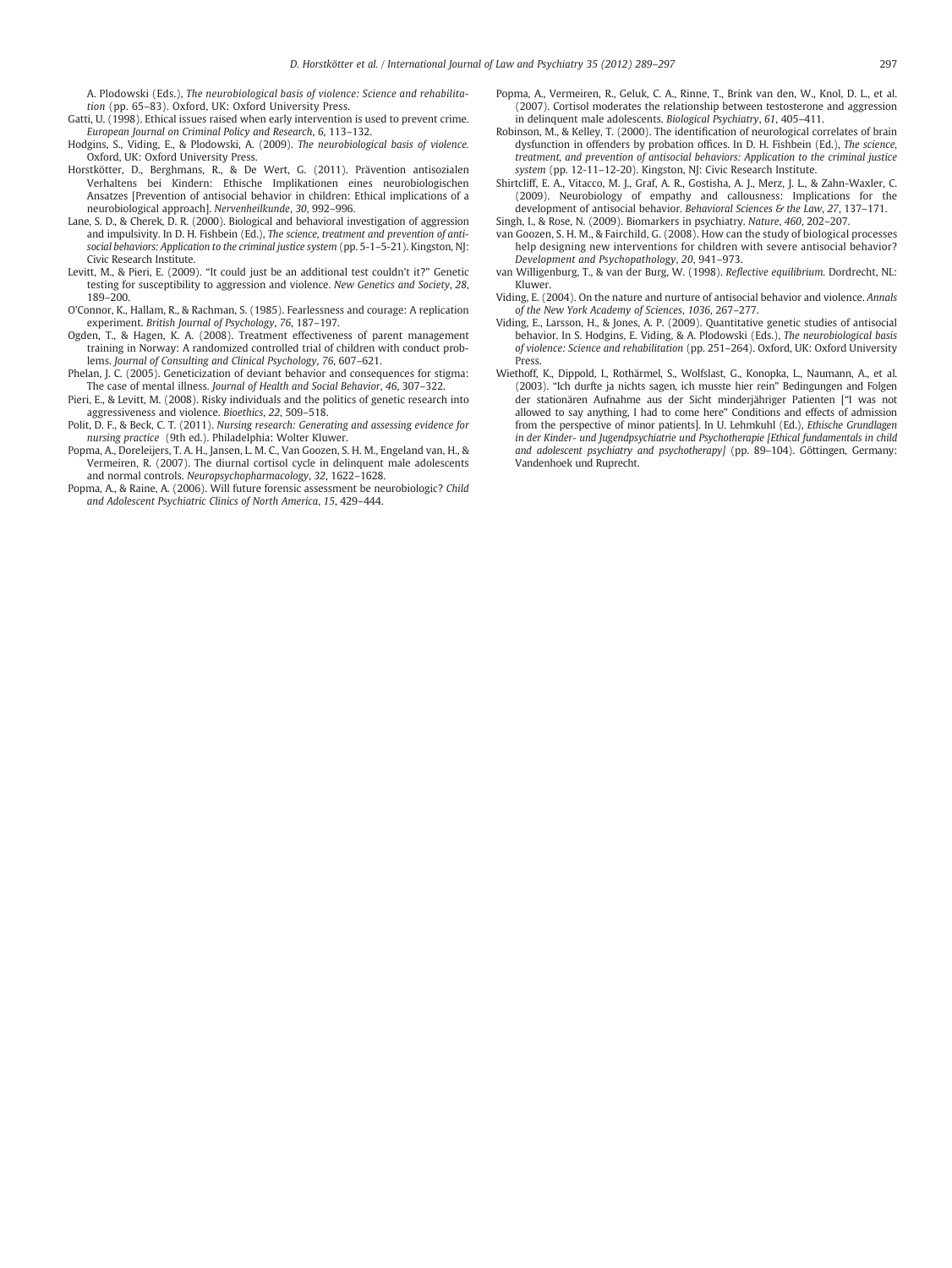A. Plodowski (Eds.), *The neurobiological basis of violence: Science and rehabilitation* (pp. 65–83). Oxford, UK: Oxford University Press.

Gatti, U. (1998). Ethical issues raised when early intervention is used to prevent crime. *European Journal on Criminal Policy and Research*, *6*, 113–132.

Hodgins, S., Viding, E., & Plodowski, A. (2009). *The neurobiological basis of violence.* Oxford, UK: Oxford University Press.

Horstkötter, D., Berghmans, R., & De Wert, G. (2011). Prävention antisozialen Verhaltens bei Kindern: Ethische Implikationen eines neurobiologischen Ansatzes [Prevention of antisocial behavior in children: Ethical implications of a neurobiological approach]. *Nervenheilkunde*, *30*, 992–996.

Lane, S. D., & Cherek, D. R. (2000). Biological and behavioral investigation of aggression and impulsivity. In D. H. Fishbein (Ed.), *The science, treatment and prevention of antisocial behaviors: Application to the criminal justice system* (pp. 5-1–5-21). Kingston, NJ: Civic Research Institute.

Levitt, M., & Pieri, E. (2009). "It could just be an additional test couldn't it?" Genetic testing for susceptibility to aggression and violence. *New Genetics and Society*, *28*, 189–200.

O'Connor, K., Hallam, R., & Rachman, S. (1985). Fearlessness and courage: A replication experiment. *British Journal of Psychology*, *76*, 187–197.

Ogden, T., & Hagen, K. A. (2008). Treatment effectiveness of parent management training in Norway: A randomized controlled trial of children with conduct problems. *Journal of Consulting and Clinical Psychology*, *76*, 607–621.

Phelan, J. C. (2005). Geneticization of deviant behavior and consequences for stigma: The case of mental illness. *Journal of Health and Social Behavior*, *46*, 307–322.

Pieri, E., & Levitt, M. (2008). Risky individuals and the politics of genetic research into aggressiveness and violence. *Bioethics*, *22*, 509–518.

Polit, D. F., & Beck, C. T. (2011). *Nursing research: Generating and assessing evidence for nursing practice* (9th ed.). Philadelphia: Wolter Kluwer.

Popma, A., Doreleijers, T. A. H., Jansen, L. M. C., Van Goozen, S. H. M., Engeland van, H., & Vermeiren, R. (2007). The diurnal cortisol cycle in delinquent male adolescents and normal controls. *Neuropsychopharmacology*, *32*, 1622–1628.

Popma, A., & Raine, A. (2006). Will future forensic assessment be neurobiologic? *Child and Adolescent Psychiatric Clinics of North America*, *15*, 429–444.

Popma, A., Vermeiren, R., Geluk, C. A., Rinne, T., Brink van den, W., Knol, D. L., et al. (2007). Cortisol moderates the relationship between testosterone and aggression in delinquent male adolescents. *Biological Psychiatry*, *61*, 405–411.

Robinson, M., & Kelley, T. (2000). The identification of neurological correlates of brain dysfunction in offenders by probation offices. In D. H. Fishbein (Ed.), *The science, treatment, and prevention of antisocial behaviors: Application to the criminal justice system* (pp. 12-11–12-20). Kingston, NJ: Civic Research Institute.

Shirtcliff, E. A., Vitacco, M. J., Graf, A. R., Gostisha, A. J., Merz, J. L., & Zahn-Waxler, C. (2009). Neurobiology of empathy and callousness: Implications for the development of antisocial behavior. *Behavioral Sciences & the Law*, *27*, 137–171.

Singh, I., & Rose, N. (2009). Biomarkers in psychiatry. *Nature*, *460*, 202–207.

van Goozen, S. H. M., & Fairchild, G. (2008). How can the study of biological processes help designing new interventions for children with severe antisocial behavior? *Development and Psychopathology*, *20*, 941–973.

van Willigenburg, T., & van der Burg, W. (1998). *Reflective equilibrium.* Dordrecht, NL: Kluwer.

Viding, E. (2004). On the nature and nurture of antisocial behavior and violence. *Annals of the New York Academy of Sciences*, *1036*, 267–277.

Viding, E., Larsson, H., & Jones, A. P. (2009). Quantitative genetic studies of antisocial behavior. In S. Hodgins, E. Viding, & A. Plodowski (Eds.), *The neurobiological basis of violence: Science and rehabilitation* (pp. 251–264). Oxford, UK: Oxford University Press.

Wiethoff, K., Dippold, I., Rothärmel, S., Wolfslast, G., Konopka, L., Naumann, A., et al. (2003). "Ich durfte ja nichts sagen, ich musste hier rein" Bedingungen und Folgen der stationären Aufnahme aus der Sicht minderjähriger Patienten ["I was not allowed to say anything, I had to come here" Conditions and effects of admission from the perspective of minor patients]. In U. Lehmkuhl (Ed.), *Ethische Grundlagen in der Kinder- und Jugendpsychiatrie und Psychotherapie [Ethical fundamentals in child and adolescent psychiatry and psychotherapy]* (pp. 89–104). Göttingen, Germany: Vandenhoek und Ruprecht.